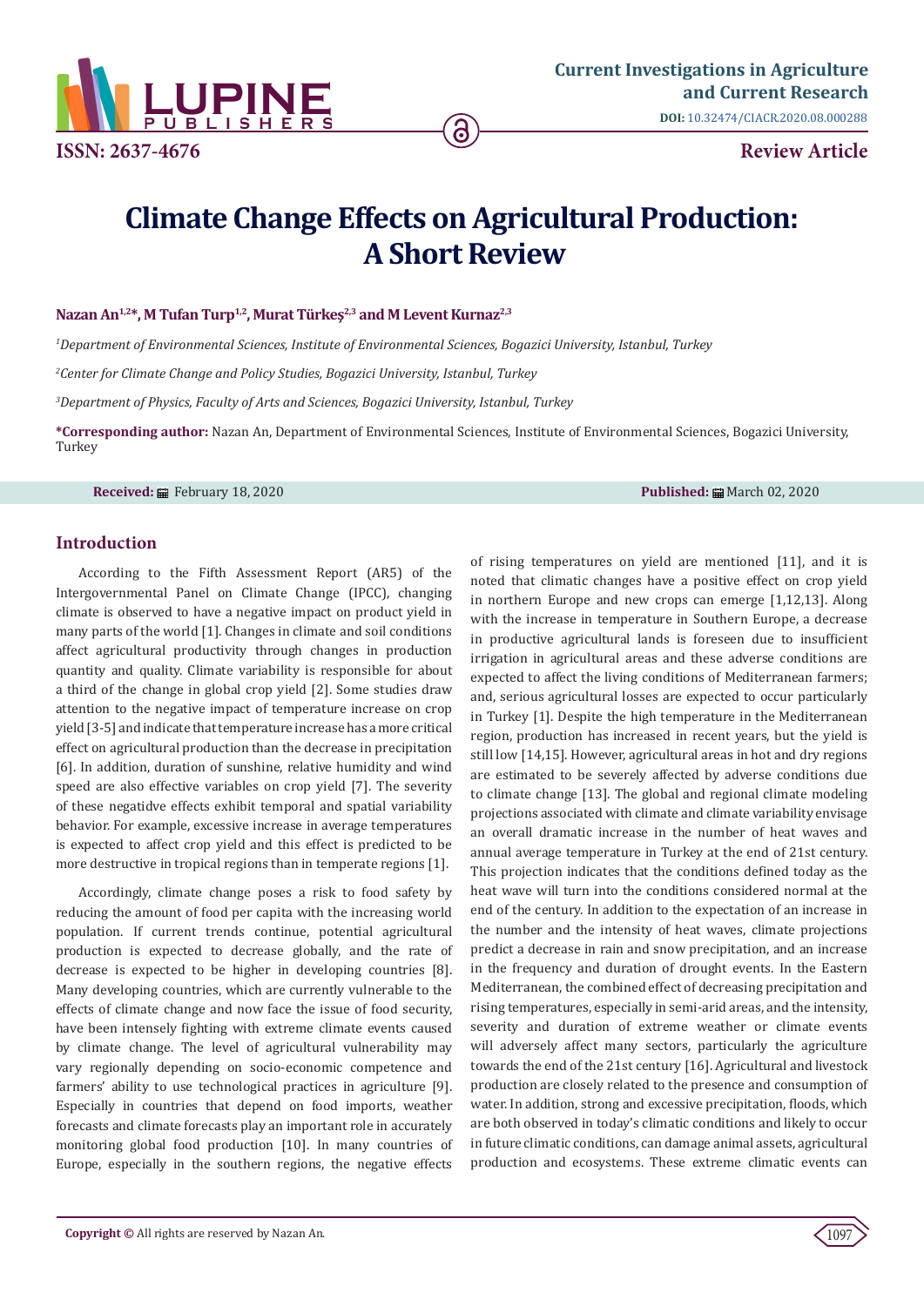# Climate Change Effects on Agricultural Production: A Short Review

**Nazan An[1,2]*, M Tufan Turp[1,2], Murat Türkeş[2,3] and M Levent Kurnaz[2,3]**

[1]*Department of Environmental Sciences, Institute of Environmental Sciences, Bogazici University, Istanbul, Turkey*

[2]*Center for Climate Change and Policy Studies, Bogazici University, Istanbul, Turkey*

[3]*Department of Physics, Faculty of Arts and Sciences, Bogazici University, Istanbul, Turkey*

**\*Corresponding author:** Nazan An, Department of Environmental Sciences, Institute of Environmental Sciences, Bogazici University, Turkey

**Received:** February 18, 2020 **Published:** March 02, 2020

## Introduction

According to the Fifth Assessment Report (AR5) of the Intergovernmental Panel on Climate Change (IPCC), changing climate is observed to have a negative impact on product yield in many parts of the world [1]. Changes in climate and soil conditions affect agricultural productivity through changes in production quantity and quality. Climate variability is responsible for about a third of the change in global crop yield [2]. Some studies draw attention to the negative impact of temperature increase on crop yield [3-5] and indicate that temperature increase has a more critical effect on agricultural production than the decrease in precipitation [6]. In addition, duration of sunshine, relative humidity and wind speed are also effective variables on crop yield [7]. The severity of these negatidve effects exhibit temporal and spatial variability behavior. For example, excessive increase in average temperatures is expected to affect crop yield and this effect is predicted to be more destructive in tropical regions than in temperate regions [1].

Accordingly, climate change poses a risk to food safety by reducing the amount of food per capita with the increasing world population. If current trends continue, potential agricultural production is expected to decrease globally, and the rate of decrease is expected to be higher in developing countries [8]. Many developing countries, which are currently vulnerable to the effects of climate change and now face the issue of food security, have been intensely fighting with extreme climate events caused by climate change. The level of agricultural vulnerability may vary regionally depending on socio-economic competence and farmers' ability to use technological practices in agriculture [9]. Especially in countries that depend on food imports, weather forecasts and climate forecasts play an important role in accurately monitoring global food production [10]. In many countries of Europe, especially in the southern regions, the negative effects of rising temperatures on yield are mentioned [11], and it is noted that climatic changes have a positive effect on crop yield in northern Europe and new crops can emerge [1,12,13]. Along with the increase in temperature in Southern Europe, a decrease in productive agricultural lands is foreseen due to insufficient irrigation in agricultural areas and these adverse conditions are expected to affect the living conditions of Mediterranean farmers; and, serious agricultural losses are expected to occur particularly in Turkey [1]. Despite the high temperature in the Mediterranean region, production has increased in recent years, but the yield is still low [14,15]. However, agricultural areas in hot and dry regions are estimated to be severely affected by adverse conditions due to climate change [13]. The global and regional climate modeling projections associated with climate and climate variability envisage an overall dramatic increase in the number of heat waves and annual average temperature in Turkey at the end of 21st century. This projection indicates that the conditions defined today as the heat wave will turn into the conditions considered normal at the end of the century. In addition to the expectation of an increase in the number and the intensity of heat waves, climate projections predict a decrease in rain and snow precipitation, and an increase in the frequency and duration of drought events. In the Eastern Mediterranean, the combined effect of decreasing precipitation and rising temperatures, especially in semi-arid areas, and the intensity, severity and duration of extreme weather or climate events will adversely affect many sectors, particularly the agriculture towards the end of the 21st century [16]. Agricultural and livestock production are closely related to the presence and consumption of water. In addition, strong and excessive precipitation, floods, which are both observed in today's climatic conditions and likely to occur in future climatic conditions, can damage animal assets, agricultural production and ecosystems. These extreme climatic events can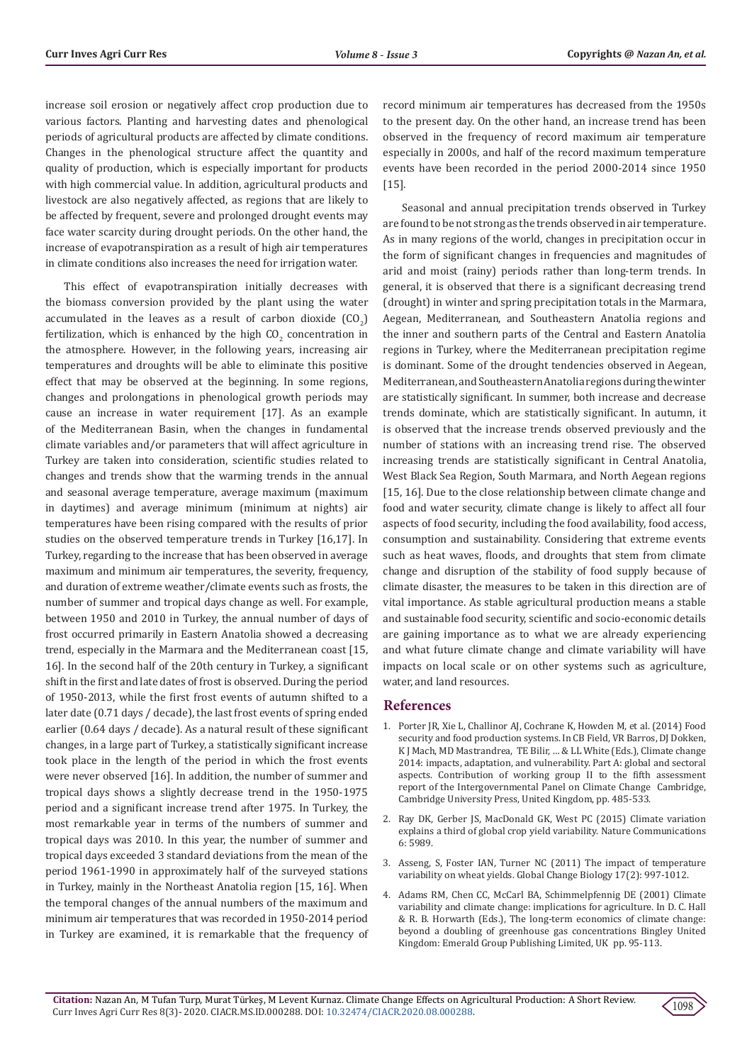increase soil erosion or negatively affect crop production due to various factors. Planting and harvesting dates and phenological periods of agricultural products are affected by climate conditions. Changes in the phenological structure affect the quantity and quality of production, which is especially important for products with high commercial value. In addition, agricultural products and livestock are also negatively affected, as regions that are likely to be affected by frequent, severe and prolonged drought events may face water scarcity during drought periods. On the other hand, the increase of evapotranspiration as a result of high air temperatures in climate conditions also increases the need for irrigation water.

This effect of evapotranspiration initially decreases with the biomass conversion provided by the plant using the water accumulated in the leaves as a result of carbon dioxide ($CO_2$) fertilization, which is enhanced by the high $CO_2$ concentration in the atmosphere. However, in the following years, increasing air temperatures and droughts will be able to eliminate this positive effect that may be observed at the beginning. In some regions, changes and prolongations in phenological growth periods may cause an increase in water requirement [17]. As an example of the Mediterranean Basin, when the changes in fundamental climate variables and/or parameters that will affect agriculture in Turkey are taken into consideration, scientific studies related to changes and trends show that the warming trends in the annual and seasonal average temperature, average maximum (maximum in daytimes) and average minimum (minimum at nights) air temperatures have been rising compared with the results of prior studies on the observed temperature trends in Turkey [16,17]. In Turkey, regarding to the increase that has been observed in average maximum and minimum air temperatures, the severity, frequency, and duration of extreme weather/climate events such as frosts, the number of summer and tropical days change as well. For example, between 1950 and 2010 in Turkey, the annual number of days of frost occurred primarily in Eastern Anatolia showed a decreasing trend, especially in the Marmara and the Mediterranean coast [15, 16]. In the second half of the 20th century in Turkey, a significant shift in the first and late dates of frost is observed. During the period of 1950-2013, while the first frost events of autumn shifted to a later date (0.71 days / decade), the last frost events of spring ended earlier (0.64 days / decade). As a natural result of these significant changes, in a large part of Turkey, a statistically significant increase took place in the length of the period in which the frost events were never observed [16]. In addition, the number of summer and tropical days shows a slightly decrease trend in the 1950-1975 period and a significant increase trend after 1975. In Turkey, the most remarkable year in terms of the numbers of summer and tropical days was 2010. In this year, the number of summer and tropical days exceeded 3 standard deviations from the mean of the period 1961-1990 in approximately half of the surveyed stations in Turkey, mainly in the Northeast Anatolia region [15, 16]. When the temporal changes of the annual numbers of the maximum and minimum air temperatures that was recorded in 1950-2014 period in Turkey are examined, it is remarkable that the frequency of record minimum air temperatures has decreased from the 1950s to the present day. On the other hand, an increase trend has been observed in the frequency of record maximum air temperature especially in 2000s, and half of the record maximum temperature events have been recorded in the period 2000-2014 since 1950 [15].

Seasonal and annual precipitation trends observed in Turkey are found to be not strong as the trends observed in air temperature. As in many regions of the world, changes in precipitation occur in the form of significant changes in frequencies and magnitudes of arid and moist (rainy) periods rather than long-term trends. In general, it is observed that there is a significant decreasing trend (drought) in winter and spring precipitation totals in the Marmara, Aegean, Mediterranean, and Southeastern Anatolia regions and the inner and southern parts of the Central and Eastern Anatolia regions in Turkey, where the Mediterranean precipitation regime is dominant. Some of the drought tendencies observed in Aegean, Mediterranean, and Southeastern Anatolia regions during the winter are statistically significant. In summer, both increase and decrease trends dominate, which are statistically significant. In autumn, it is observed that the increase trends observed previously and the number of stations with an increasing trend rise. The observed increasing trends are statistically significant in Central Anatolia, West Black Sea Region, South Marmara, and North Aegean regions [15, 16]. Due to the close relationship between climate change and food and water security, climate change is likely to affect all four aspects of food security, including the food availability, food access, consumption and sustainability. Considering that extreme events such as heat waves, floods, and droughts that stem from climate change and disruption of the stability of food supply because of climate disaster, the measures to be taken in this direction are of vital importance. As stable agricultural production means a stable and sustainable food security, scientific and socio-economic details are gaining importance as to what we are already experiencing and what future climate change and climate variability will have impacts on local scale or on other systems such as agriculture, water, and land resources.

## References

1. Porter JR, Xie L, Challinor AJ, Cochrane K, Howden M, et al. (2014) Food security and food production systems. In CB Field, VR Barros, DJ Dokken, K J Mach, MD Mastrandrea, TE Bilir, ... & LL White (Eds.), Climate change 2014: impacts, adaptation, and vulnerability. Part A: global and sectoral aspects. Contribution of working group II to the fifth assessment report of the Intergovernmental Panel on Climate Change Cambridge, Cambridge University Press, United Kingdom, pp. 485-533.
2. Ray DK, Gerber JS, MacDonald GK, West PC (2015) Climate variation explains a third of global crop yield variability. Nature Communications 6: 5989.
3. Asseng, S, Foster IAN, Turner NC (2011) The impact of temperature variability on wheat yields. Global Change Biology 17(2): 997-1012.
4. Adams RM, Chen CC, McCarl BA, Schimmelpfennig DE (2001) Climate variability and climate change: implications for agriculture. In D. C. Hall & R. B. Horwarth (Eds.), The long-term economics of climate change: beyond a doubling of greenhouse gas concentrations Bingley United Kingdom: Emerald Group Publishing Limited, UK pp. 95-113.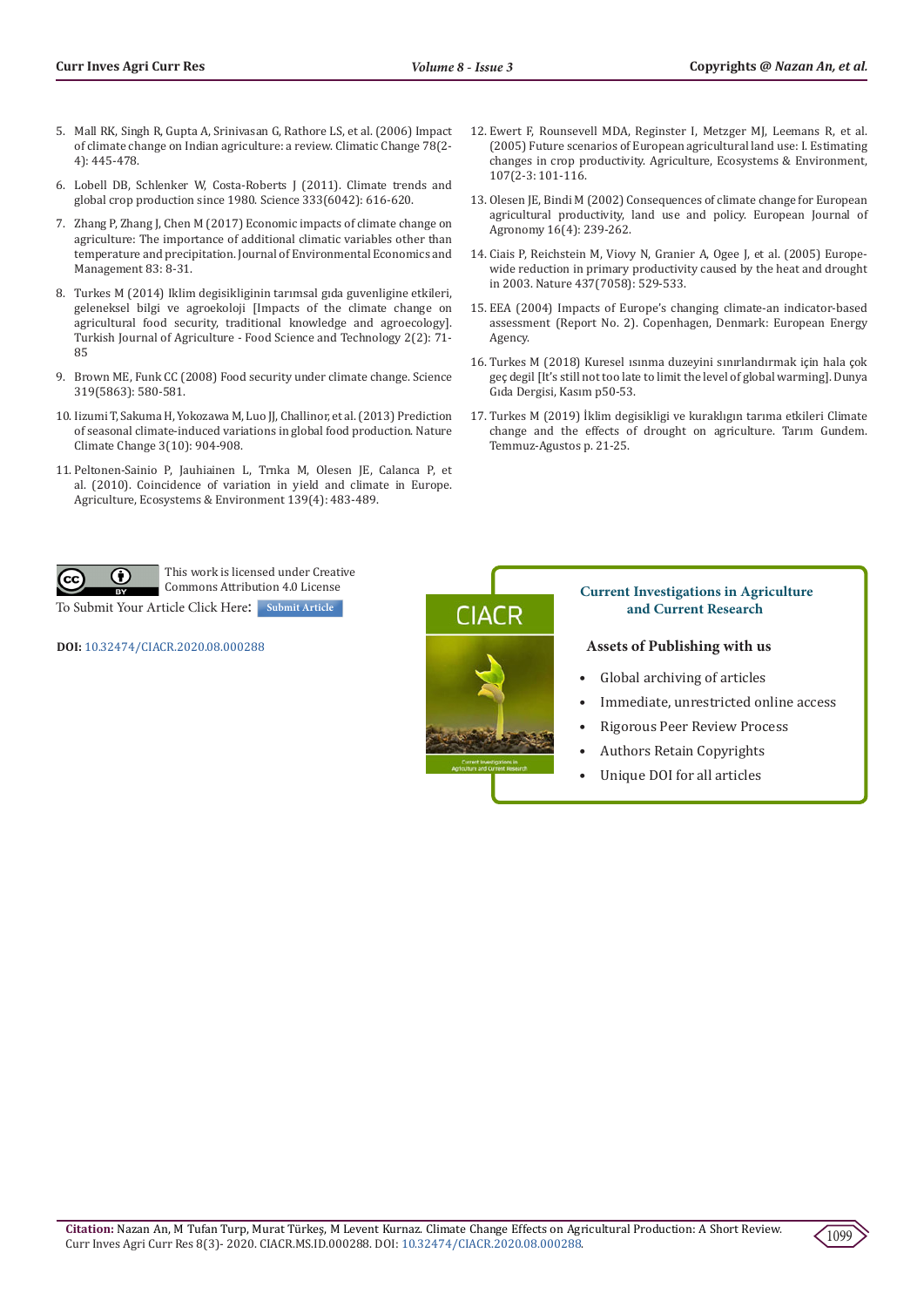5. Mall RK, Singh R, Gupta A, Srinivasan G, Rathore LS, et al. (2006) Impact of climate change on Indian agriculture: a review. Climatic Change 78(2-4): 445-478.
6. Lobell DB, Schlenker W, Costa-Roberts J (2011). Climate trends and global crop production since 1980. Science 333(6042): 616-620.
7. Zhang P, Zhang J, Chen M (2017) Economic impacts of climate change on agriculture: The importance of additional climatic variables other than temperature and precipitation. Journal of Environmental Economics and Management 83: 8-31.
8. Turkes M (2014) Iklim degisikliginin tarımsal gıda guvenligine etkileri, geleneksel bilgi ve agroekoloji [Impacts of the climate change on agricultural food security, traditional knowledge and agroecology]. Turkish Journal of Agriculture - Food Science and Technology 2(2): 71-85
9. Brown ME, Funk CC (2008) Food security under climate change. Science 319(5863): 580-581.
10. Iizumi T, Sakuma H, Yokozawa M, Luo JJ, Challinor, et al. (2013) Prediction of seasonal climate-induced variations in global food production. Nature Climate Change 3(10): 904-908.
11. Peltonen-Sainio P, Jauhiainen L, Trnka M, Olesen JE, Calanca P, et al. (2010). Coincidence of variation in yield and climate in Europe. Agriculture, Ecosystems & Environment 139(4): 483-489.
12. Ewert F, Rounsevell MDA, Reginster I, Metzger MJ, Leemans R, et al. (2005) Future scenarios of European agricultural land use: I. Estimating changes in crop productivity. Agriculture, Ecosystems & Environment, 107(2-3: 101-116.
13. Olesen JE, Bindi M (2002) Consequences of climate change for European agricultural productivity, land use and policy. European Journal of Agronomy 16(4): 239-262.
14. Ciais P, Reichstein M, Viovy N, Granier A, Ogee J, et al. (2005) Europe-wide reduction in primary productivity caused by the heat and drought in 2003. Nature 437(7058): 529-533.
15. EEA (2004) Impacts of Europe's changing climate-an indicator-based assessment (Report No. 2). Copenhagen, Denmark: European Energy Agency.
16. Turkes M (2018) Kuresel ısınma duzeyini sınırlandırmak için hala çok geç degil [It's still not too late to limit the level of global warming]. Dunya Gıda Dergisi, Kasım p50-53.
17. Turkes M (2019) İklim degisikligi ve kuraklıgın tarıma etkileri Climate change and the effects of drought on agriculture. Tarım Gundem. Temmuz-Agustos p. 21-25.

This work is licensed under Creative Commons Attribution 4.0 License

To Submit Your Article Click Here: Submit Article

**DOI:** 10.32474/CIACR.2020.08.000288

**Current Investigations in Agriculture and Current Research**

**Assets of Publishing with us**

- Global archiving of articles
- Immediate, unrestricted online access
- Rigorous Peer Review Process
- Authors Retain Copyrights
- Unique DOI for all articles

**Citation:** Nazan An, M Tufan Turp, Murat Türkeş, M Levent Kurnaz. Climate Change Effects on Agricultural Production: A Short Review. Curr Inves Agri Curr Res 8(3)- 2020. CIACR.MS.ID.000288. DOI: 10.32474/CIACR.2020.08.000288.